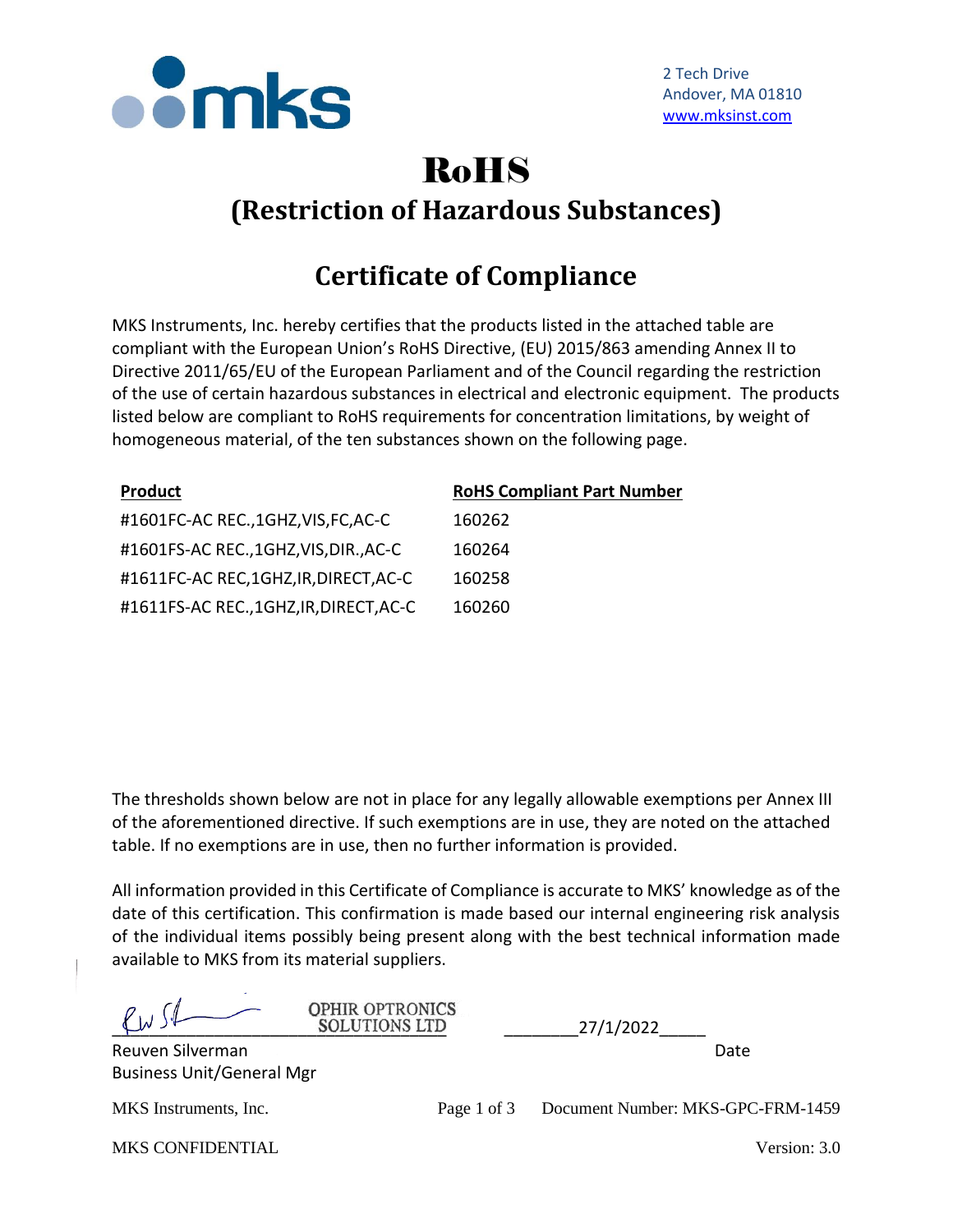2 Tech Drive
Andover, MA 01810
www.mksinst.com

# RoHS

## (Restriction of Hazardous Substances)

## Certificate of Compliance

MKS Instruments, Inc. hereby certifies that the products listed in the attached table are compliant with the European Union's RoHS Directive, (EU) 2015/863 amending Annex II to Directive 2011/65/EU of the European Parliament and of the Council regarding the restriction of the use of certain hazardous substances in electrical and electronic equipment. The products listed below are compliant to RoHS requirements for concentration limitations, by weight of homogeneous material, of the ten substances shown on the following page.

| Product | RoHS Compliant Part Number |
|---|---|
| #1601FC-AC REC.,1GHZ,VIS,FC,AC-C | 160262 |
| #1601FS-AC REC.,1GHZ,VIS,DIR.,AC-C | 160264 |
| #1611FC-AC REC,1GHZ,IR,DIRECT,AC-C | 160258 |
| #1611FS-AC REC.,1GHZ,IR,DIRECT,AC-C | 160260 |

The thresholds shown below are not in place for any legally allowable exemptions per Annex III of the aforementioned directive. If such exemptions are in use, they are noted on the attached table. If no exemptions are in use, then no further information is provided.

All information provided in this Certificate of Compliance is accurate to MKS' knowledge as of the date of this certification. This confirmation is made based our internal engineering risk analysis of the individual items possibly being present along with the best technical information made available to MKS from its material suppliers.

OPHIR OPTRONICS SOLUTIONS LTD

Reuven Silverman
Business Unit/General Mgr

27/1/2022
Date

MKS Instruments, Inc. Document Number: MKS-GPC-FRM-1459

MKS CONFIDENTIAL Version: 3.0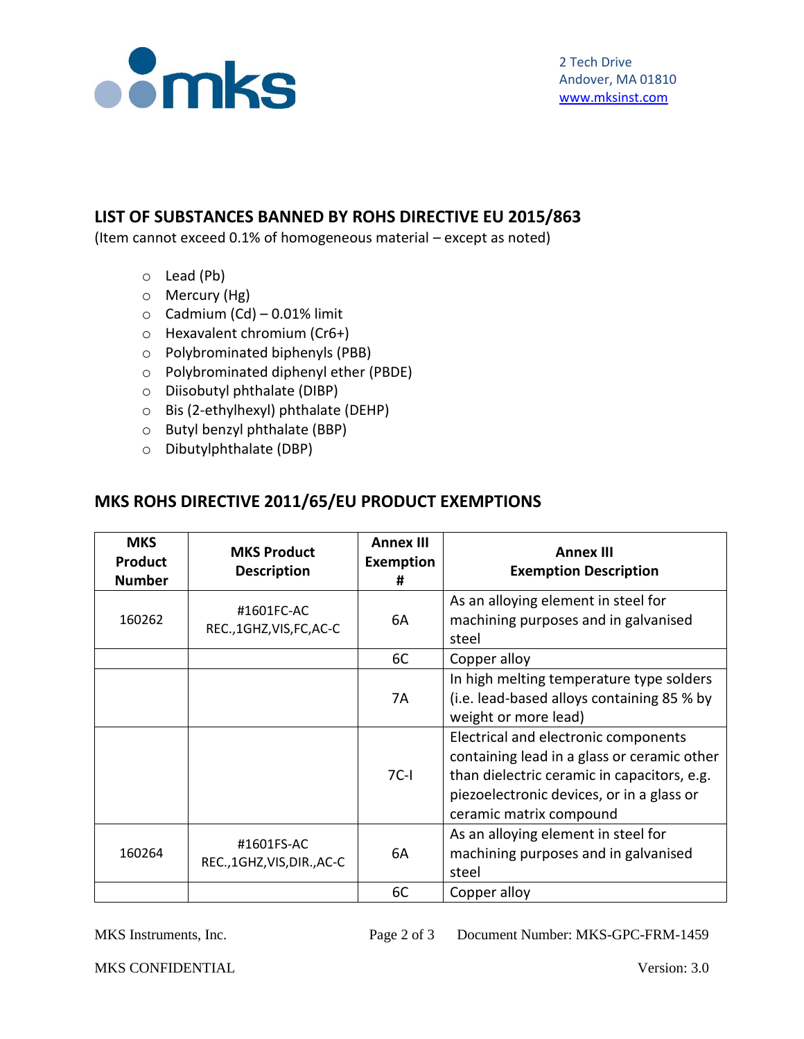2 Tech Drive
Andover, MA 01810
www.mksinst.com

## LIST OF SUBSTANCES BANNED BY ROHS DIRECTIVE EU 2015/863

(Item cannot exceed 0.1% of homogeneous material – except as noted)

- Lead (Pb)
- Mercury (Hg)
- Cadmium (Cd) – 0.01% limit
- Hexavalent chromium (Cr6+)
- Polybrominated biphenyls (PBB)
- Polybrominated diphenyl ether (PBDE)
- Diisobutyl phthalate (DIBP)
- Bis (2-ethylhexyl) phthalate (DEHP)
- Butyl benzyl phthalate (BBP)
- Dibutylphthalate (DBP)

## MKS ROHS DIRECTIVE 2011/65/EU PRODUCT EXEMPTIONS

| MKS Product Number | MKS Product Description | Annex III Exemption # | Annex III Exemption Description |
|---|---|---|---|
| 160262 | #1601FC-AC REC.,1GHZ,VIS,FC,AC-C | 6A | As an alloying element in steel for machining purposes and in galvanised steel |
| | | 6C | Copper alloy |
| | | 7A | In high melting temperature type solders (i.e. lead-based alloys containing 85 % by weight or more lead) |
| | | 7C-I | Electrical and electronic components containing lead in a glass or ceramic other than dielectric ceramic in capacitors, e.g. piezoelectronic devices, or in a glass or ceramic matrix compound |
| 160264 | #1601FS-AC REC.,1GHZ,VIS,DIR.,AC-C | 6A | As an alloying element in steel for machining purposes and in galvanised steel |
| | | 6C | Copper alloy |

MKS Instruments, Inc. Document Number: MKS-GPC-FRM-1459

MKS CONFIDENTIAL Version: 3.0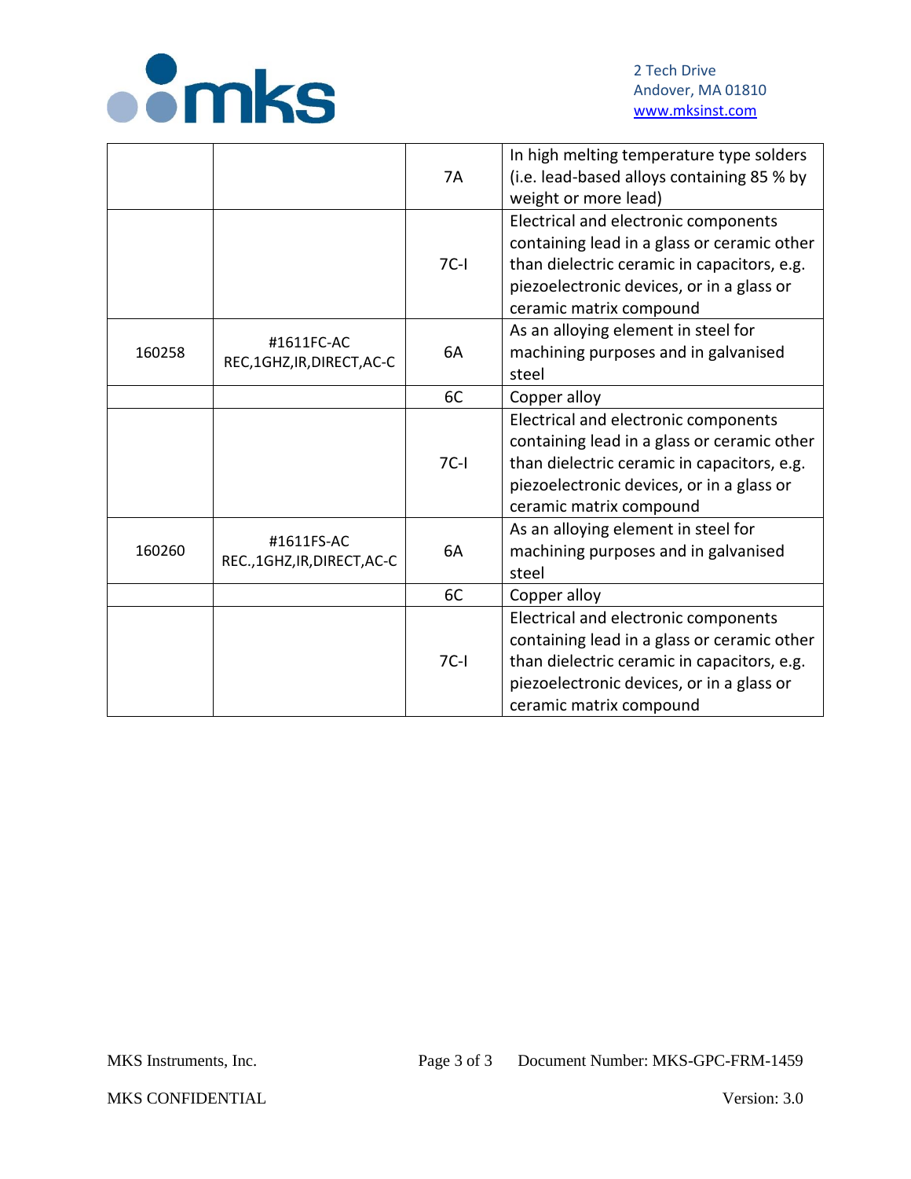| | | | |
|---|---|---|---|
| | | 7A | In high melting temperature type solders (i.e. lead-based alloys containing 85 % by weight or more lead) |
| | | 7C-I | Electrical and electronic components containing lead in a glass or ceramic other than dielectric ceramic in capacitors, e.g. piezoelectronic devices, or in a glass or ceramic matrix compound |
| 160258 | #1611FC-AC REC,1GHZ,IR,DIRECT,AC-C | 6A | As an alloying element in steel for machining purposes and in galvanised steel |
| | | 6C | Copper alloy |
| | | 7C-I | Electrical and electronic components containing lead in a glass or ceramic other than dielectric ceramic in capacitors, e.g. piezoelectronic devices, or in a glass or ceramic matrix compound |
| 160260 | #1611FS-AC REC.,1GHZ,IR,DIRECT,AC-C | 6A | As an alloying element in steel for machining purposes and in galvanised steel |
| | | 6C | Copper alloy |
| | | 7C-I | Electrical and electronic components containing lead in a glass or ceramic other than dielectric ceramic in capacitors, e.g. piezoelectronic devices, or in a glass or ceramic matrix compound |